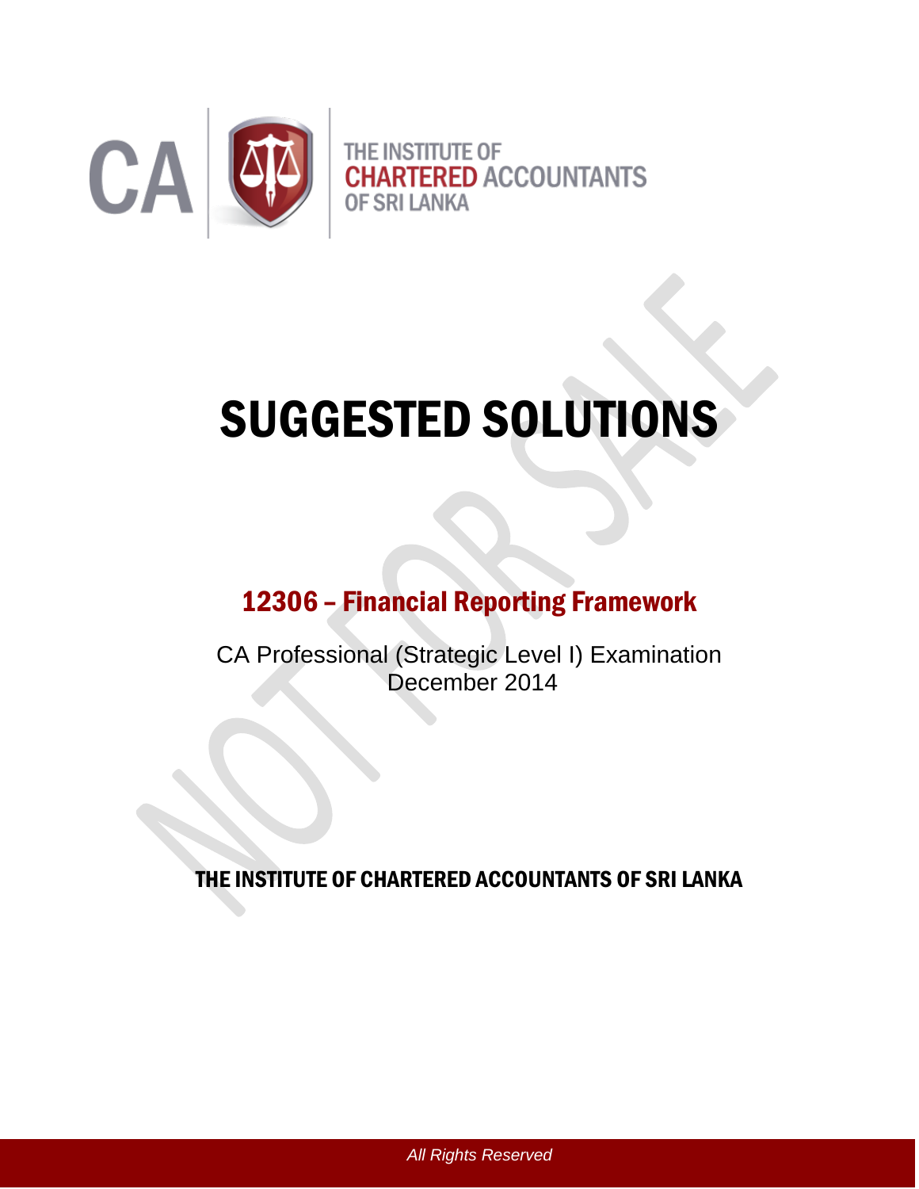THE INSTITUTE OF CHARTERED ACCOUNTANTS OF SRI LANKA

# SUGGESTED SOLUTIONS

## 12306 – Financial Reporting Framework

CA Professional (Strategic Level I) Examination
December 2014

**THE INSTITUTE OF CHARTERED ACCOUNTANTS OF SRI LANKA**

*All Rights Reserved*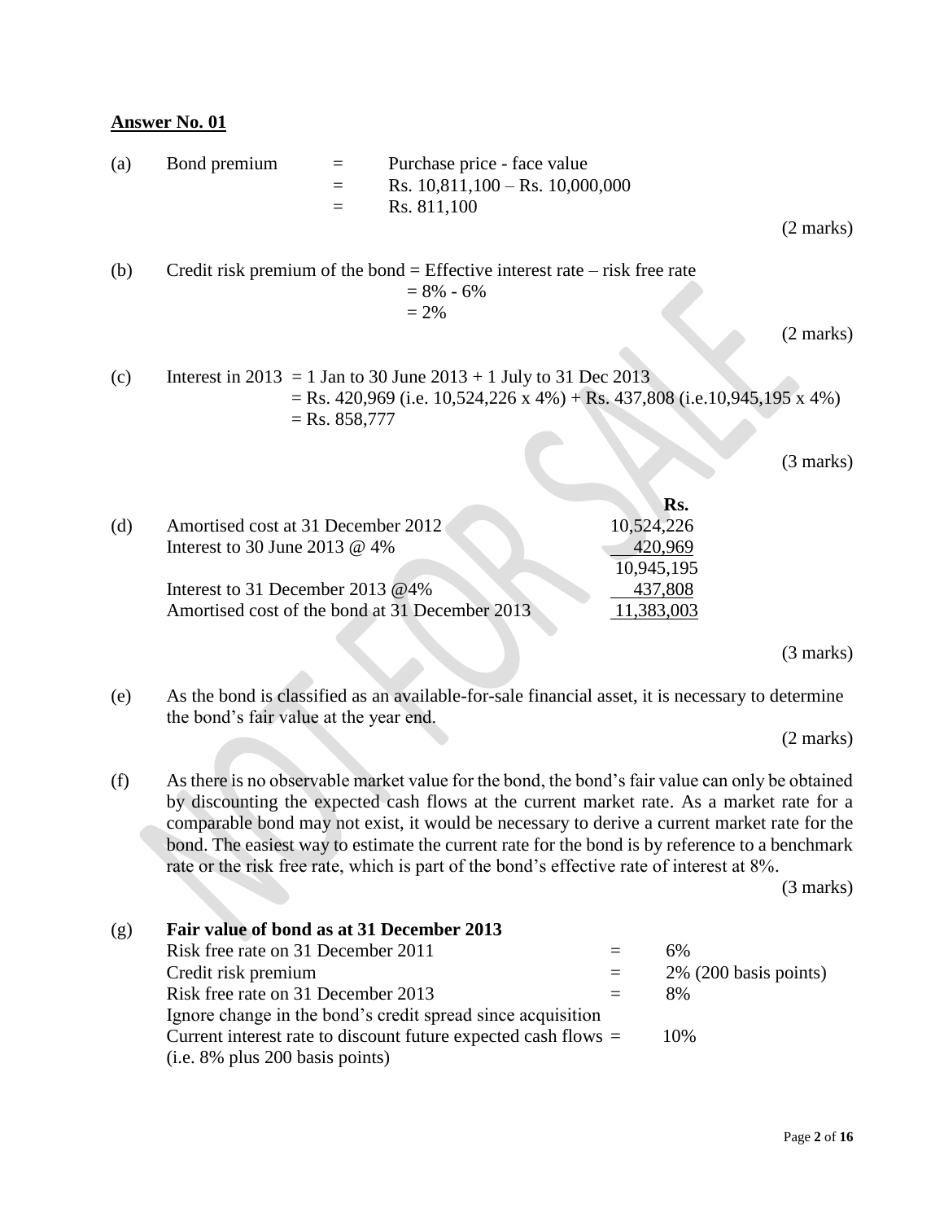**Answer No. 01**

(a) Bond premium = Purchase price - face value
= Rs. 10,811,100 – Rs. 10,000,000
= Rs. 811,100

(2 marks)

(b) Credit risk premium of the bond = Effective interest rate – risk free rate
= 8% - 6%
= 2%

(2 marks)

(c) Interest in 2013 = 1 Jan to 30 June 2013 + 1 July to 31 Dec 2013
= Rs. 420,969 (i.e. 10,524,226 x 4%) + Rs. 437,808 (i.e.10,945,195 x 4%)
= Rs. 858,777

(3 marks)

(d)

| | Rs. |
|---|---|
| Amortised cost at 31 December 2012 | 10,524,226 |
| Interest to 30 June 2013 @ 4% | 420,969 |
| | 10,945,195 |
| Interest to 31 December 2013 @4% | 437,808 |
| Amortised cost of the bond at 31 December 2013 | 11,383,003 |

(3 marks)

(e) As the bond is classified as an available-for-sale financial asset, it is necessary to determine the bond's fair value at the year end.

(2 marks)

(f) As there is no observable market value for the bond, the bond's fair value can only be obtained by discounting the expected cash flows at the current market rate. As a market rate for a comparable bond may not exist, it would be necessary to derive a current market rate for the bond. The easiest way to estimate the current rate for the bond is by reference to a benchmark rate or the risk free rate, which is part of the bond's effective rate of interest at 8%.

(3 marks)

(g) **Fair value of bond as at 31 December 2013**

| | | |
|---|---|---|
| Risk free rate on 31 December 2011 | = | 6% |
| Credit risk premium | = | 2% (200 basis points) |
| Risk free rate on 31 December 2013 | = | 8% |
| Ignore change in the bond's credit spread since acquisition | | |
| Current interest rate to discount future expected cash flows (i.e. 8% plus 200 basis points) | = | 10% |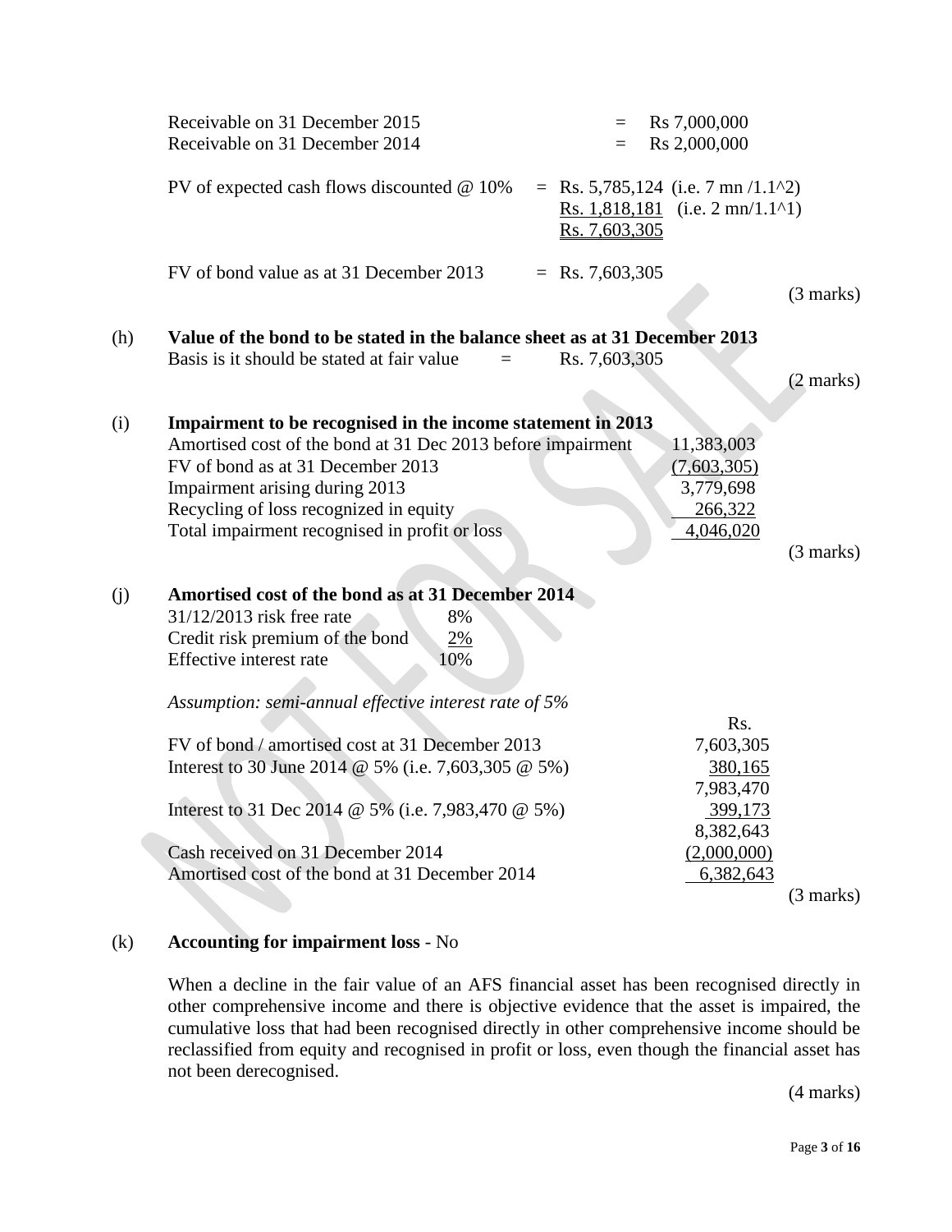| | | |
|---|---|---|
| Receivable on 31 December 2015 | = | Rs 7,000,000 |
| Receivable on 31 December 2014 | = | Rs 2,000,000 |

| | | |
|---|---|---|
| PV of expected cash flows discounted @ 10% | = Rs. 5,785,124 | (i.e. 7 mn /1.1^2) |
| | Rs. 1,818,181 | (i.e. 2 mn/1.1^1) |
| | Rs. 7,603,305 | |

FV of bond value as at 31 December 2013 = Rs. 7,603,305

(3 marks)

(h) **Value of the bond to be stated in the balance sheet as at 31 December 2013**

Basis is it should be stated at fair value = Rs. 7,603,305

(2 marks)

(i) **Impairment to be recognised in the income statement in 2013**

| | |
|---|---|
| Amortised cost of the bond at 31 Dec 2013 before impairment | 11,383,003 |
| FV of bond as at 31 December 2013 | (7,603,305) |
| Impairment arising during 2013 | 3,779,698 |
| Recycling of loss recognized in equity | 266,322 |
| Total impairment recognised in profit or loss | 4,046,020 |

(3 marks)

(j) **Amortised cost of the bond as at 31 December 2014**

| | |
|---|---|
| 31/12/2013 risk free rate | 8% |
| Credit risk premium of the bond | 2% |
| Effective interest rate | 10% |

*Assumption: semi-annual effective interest rate of 5%*

| | Rs. |
|---|---|
| FV of bond / amortised cost at 31 December 2013 | 7,603,305 |
| Interest to 30 June 2014 @ 5% (i.e. 7,603,305 @ 5%) | 380,165 |
| | 7,983,470 |
| Interest to 31 Dec 2014 @ 5% (i.e. 7,983,470 @ 5%) | 399,173 |
| | 8,382,643 |
| Cash received on 31 December 2014 | (2,000,000) |
| Amortised cost of the bond at 31 December 2014 | 6,382,643 |

(3 marks)

(k) **Accounting for impairment loss** - No

When a decline in the fair value of an AFS financial asset has been recognised directly in other comprehensive income and there is objective evidence that the asset is impaired, the cumulative loss that had been recognised directly in other comprehensive income should be reclassified from equity and recognised in profit or loss, even though the financial asset has not been derecognised.

(4 marks)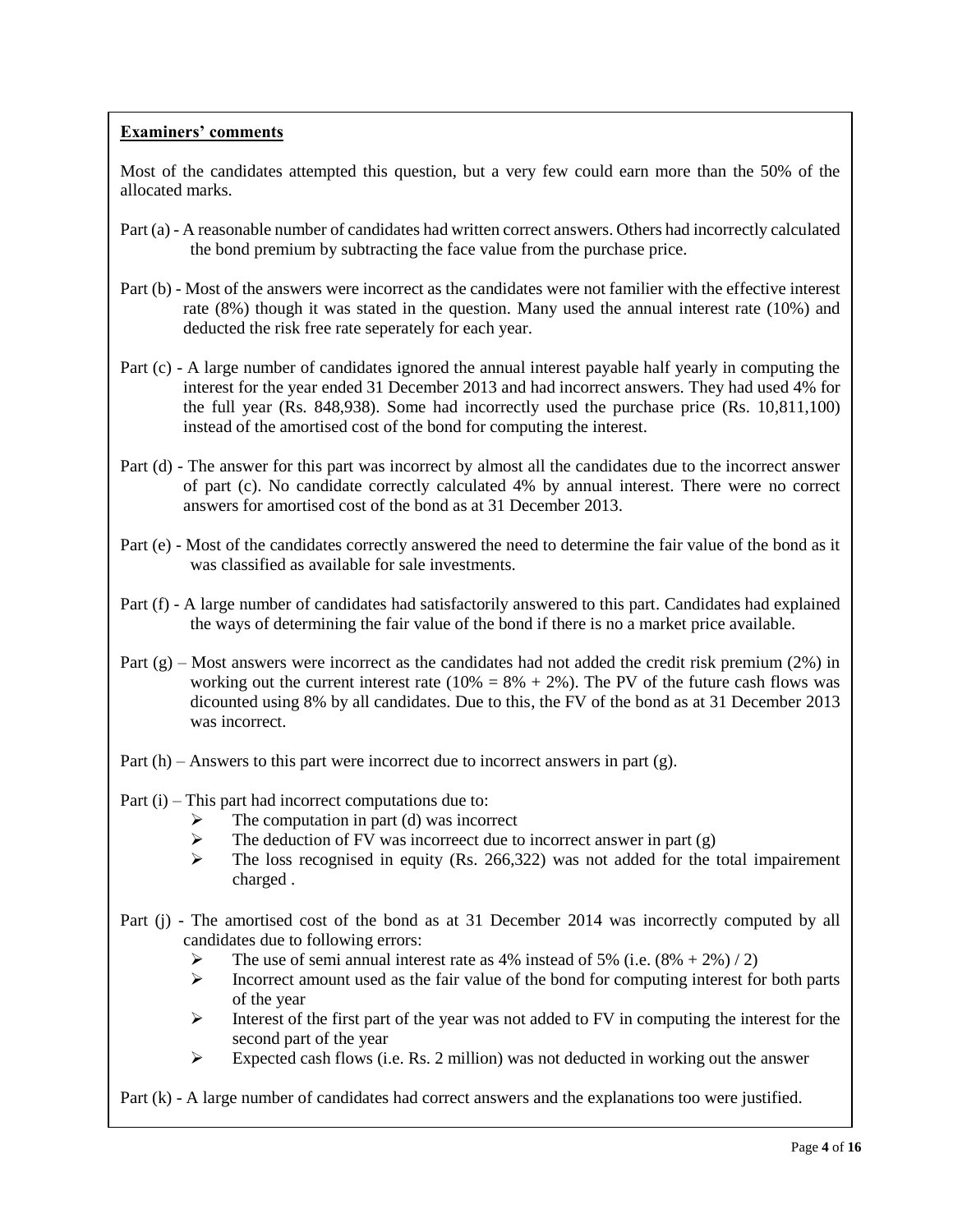**Examiners' comments**

Most of the candidates attempted this question, but a very few could earn more than the 50% of the allocated marks.

Part (a) - A reasonable number of candidates had written correct answers. Others had incorrectly calculated the bond premium by subtracting the face value from the purchase price.

Part (b) - Most of the answers were incorrect as the candidates were not familier with the effective interest rate (8%) though it was stated in the question. Many used the annual interest rate (10%) and deducted the risk free rate seperately for each year.

Part (c) - A large number of candidates ignored the annual interest payable half yearly in computing the interest for the year ended 31 December 2013 and had incorrect answers. They had used 4% for the full year (Rs. 848,938). Some had incorrectly used the purchase price (Rs. 10,811,100) instead of the amortised cost of the bond for computing the interest.

Part (d) - The answer for this part was incorrect by almost all the candidates due to the incorrect answer of part (c). No candidate correctly calculated 4% by annual interest. There were no correct answers for amortised cost of the bond as at 31 December 2013.

Part (e) - Most of the candidates correctly answered the need to determine the fair value of the bond as it was classified as available for sale investments.

Part (f) - A large number of candidates had satisfactorily answered to this part. Candidates had explained the ways of determining the fair value of the bond if there is no a market price available.

Part (g) – Most answers were incorrect as the candidates had not added the credit risk premium (2%) in working out the current interest rate (10% = 8% + 2%). The PV of the future cash flows was dicounted using 8% by all candidates. Due to this, the FV of the bond as at 31 December 2013 was incorrect.

Part (h) – Answers to this part were incorrect due to incorrect answers in part (g).

Part (i) – This part had incorrect computations due to:

- The computation in part (d) was incorrect
- The deduction of FV was incorreect due to incorrect answer in part (g)
- The loss recognised in equity (Rs. 266,322) was not added for the total impairement charged .

Part (j) - The amortised cost of the bond as at 31 December 2014 was incorrectly computed by all candidates due to following errors:

- The use of semi annual interest rate as 4% instead of 5% (i.e. (8% + 2%) / 2)
- Incorrect amount used as the fair value of the bond for computing interest for both parts of the year
- Interest of the first part of the year was not added to FV in computing the interest for the second part of the year
- Expected cash flows (i.e. Rs. 2 million) was not deducted in working out the answer

Part (k) - A large number of candidates had correct answers and the explanations too were justified.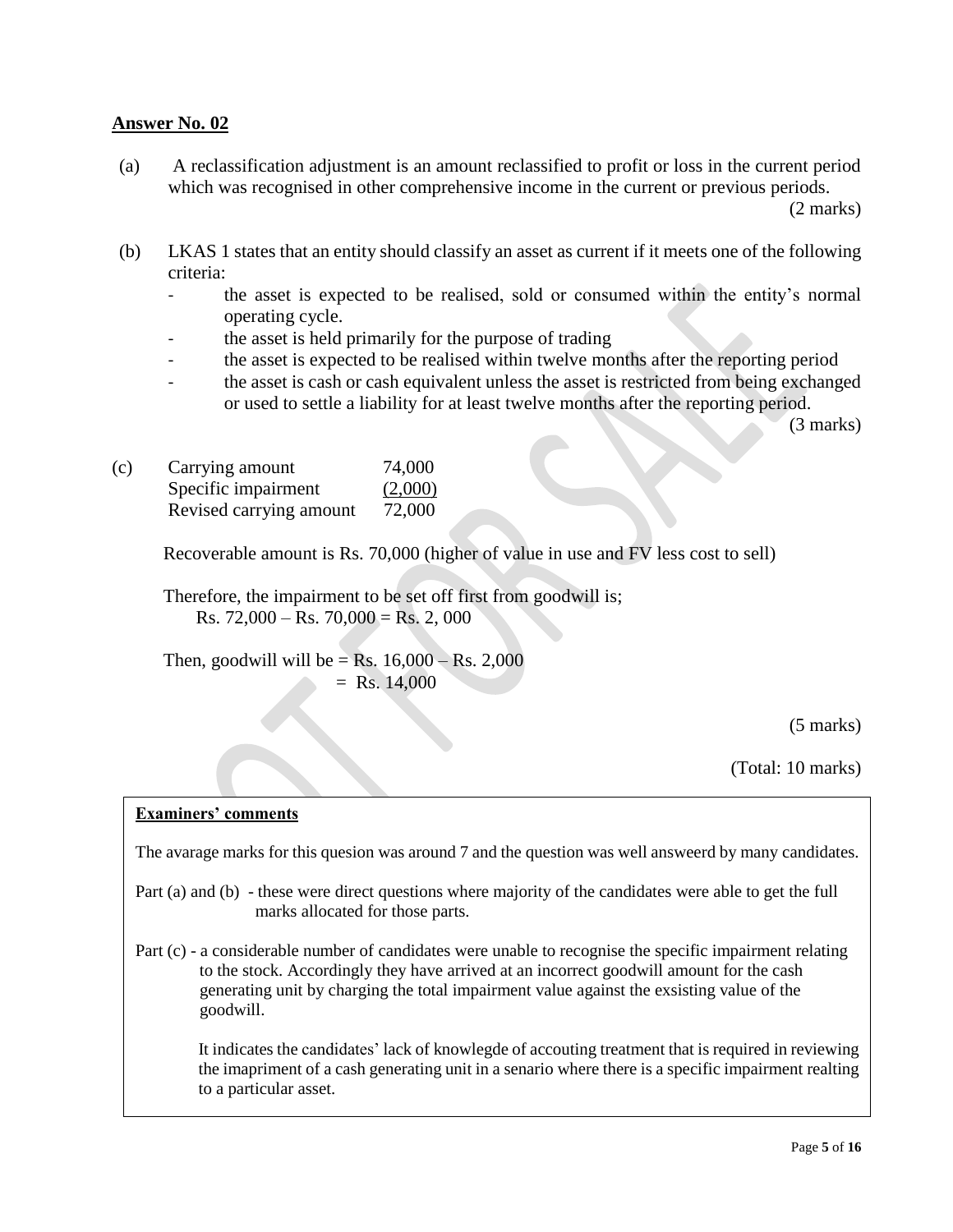## Answer No. 02

(a) A reclassification adjustment is an amount reclassified to profit or loss in the current period which was recognised in other comprehensive income in the current or previous periods.

(2 marks)

(b) LKAS 1 states that an entity should classify an asset as current if it meets one of the following criteria:

- the asset is expected to be realised, sold or consumed within the entity's normal operating cycle.
- the asset is held primarily for the purpose of trading
- the asset is expected to be realised within twelve months after the reporting period
- the asset is cash or cash equivalent unless the asset is restricted from being exchanged or used to settle a liability for at least twelve months after the reporting period.

(3 marks)

(c)

| | |
|---|---|
| Carrying amount | 74,000 |
| Specific impairment | (2,000) |
| Revised carrying amount | 72,000 |

Recoverable amount is Rs. 70,000 (higher of value in use and FV less cost to sell)

Therefore, the impairment to be set off first from goodwill is;
Rs. 72,000 – Rs. 70,000 = Rs. 2, 000

Then, goodwill will be = Rs. 16,000 – Rs. 2,000
= Rs. 14,000

(5 marks)

(Total: 10 marks)

---

**Examiners' comments**

The avarage marks for this quesion was around 7 and the question was well answeerd by many candidates.

Part (a) and (b) - these were direct questions where majority of the candidates were able to get the full marks allocated for those parts.

Part (c) - a considerable number of candidates were unable to recognise the specific impairment relating to the stock. Accordingly they have arrived at an incorrect goodwill amount for the cash generating unit by charging the total impairment value against the exsisting value of the goodwill.

It indicates the candidates' lack of knowlegde of accouting treatment that is required in reviewing the imapriment of a cash generating unit in a senario where there is a specific impairment realting to a particular asset.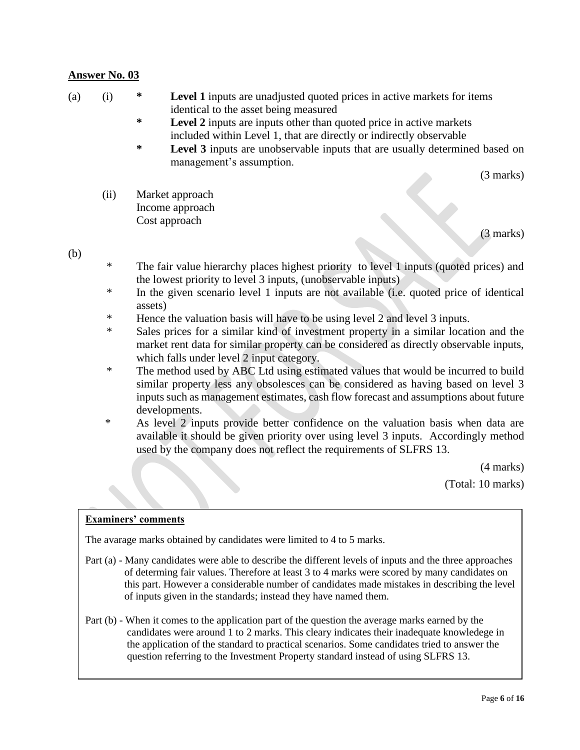## Answer No. 03

(a) (i)

* **Level 1** inputs are unadjusted quoted prices in active markets for items identical to the asset being measured
* **Level 2** inputs are inputs other than quoted price in active markets included within Level 1, that are directly or indirectly observable
* **Level 3** inputs are unobservable inputs that are usually determined based on management's assumption.

(3 marks)

(ii) Market approach
Income approach
Cost approach

(3 marks)

(b)

* The fair value hierarchy places highest priority to level 1 inputs (quoted prices) and the lowest priority to level 3 inputs, (unobservable inputs)
* In the given scenario level 1 inputs are not available (i.e. quoted price of identical assets)
* Hence the valuation basis will have to be using level 2 and level 3 inputs.
* Sales prices for a similar kind of investment property in a similar location and the market rent data for similar property can be considered as directly observable inputs, which falls under level 2 input category.
* The method used by ABC Ltd using estimated values that would be incurred to build similar property less any obsolesces can be considered as having based on level 3 inputs such as management estimates, cash flow forecast and assumptions about future developments.
* As level 2 inputs provide better confidence on the valuation basis when data are available it should be given priority over using level 3 inputs. Accordingly method used by the company does not reflect the requirements of SLFRS 13.

(4 marks)

(Total: 10 marks)

**Examiners' comments**

The avarage marks obtained by candidates were limited to 4 to 5 marks.

Part (a) - Many candidates were able to describe the different levels of inputs and the three approaches of determing fair values. Therefore at least 3 to 4 marks were scored by many candidates on this part. However a considerable number of candidates made mistakes in describing the level of inputs given in the standards; instead they have named them.

Part (b) - When it comes to the application part of the question the average marks earned by the candidates were around 1 to 2 marks. This cleary indicates their inadequate knowledege in the application of the standard to practical scenarios. Some candidates tried to answer the question referring to the Investment Property standard instead of using SLFRS 13.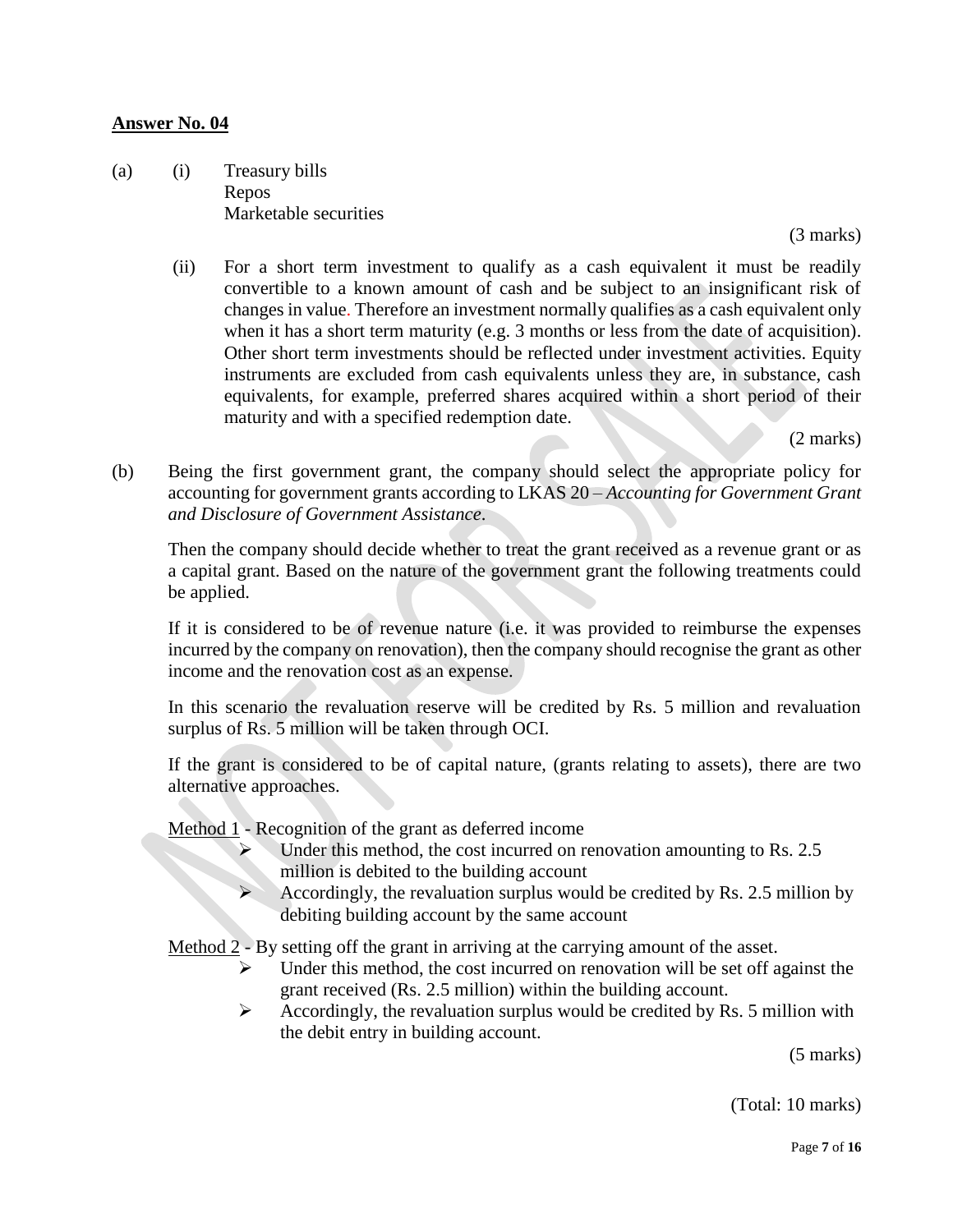**Answer No. 04**

(a) (i) Treasury bills
Repos
Marketable securities

(3 marks)

(ii) For a short term investment to qualify as a cash equivalent it must be readily convertible to a known amount of cash and be subject to an insignificant risk of changes in value. Therefore an investment normally qualifies as a cash equivalent only when it has a short term maturity (e.g. 3 months or less from the date of acquisition). Other short term investments should be reflected under investment activities. Equity instruments are excluded from cash equivalents unless they are, in substance, cash equivalents, for example, preferred shares acquired within a short period of their maturity and with a specified redemption date.

(2 marks)

(b) Being the first government grant, the company should select the appropriate policy for accounting for government grants according to LKAS 20 – *Accounting for Government Grant and Disclosure of Government Assistance*.

Then the company should decide whether to treat the grant received as a revenue grant or as a capital grant. Based on the nature of the government grant the following treatments could be applied.

If it is considered to be of revenue nature (i.e. it was provided to reimburse the expenses incurred by the company on renovation), then the company should recognise the grant as other income and the renovation cost as an expense.

In this scenario the revaluation reserve will be credited by Rs. 5 million and revaluation surplus of Rs. 5 million will be taken through OCI.

If the grant is considered to be of capital nature, (grants relating to assets), there are two alternative approaches.

<u>Method 1</u> - Recognition of the grant as deferred income

- Under this method, the cost incurred on renovation amounting to Rs. 2.5 million is debited to the building account
- Accordingly, the revaluation surplus would be credited by Rs. 2.5 million by debiting building account by the same account

<u>Method 2</u> - By setting off the grant in arriving at the carrying amount of the asset.

- Under this method, the cost incurred on renovation will be set off against the grant received (Rs. 2.5 million) within the building account.
- Accordingly, the revaluation surplus would be credited by Rs. 5 million with the debit entry in building account.

(5 marks)

(Total: 10 marks)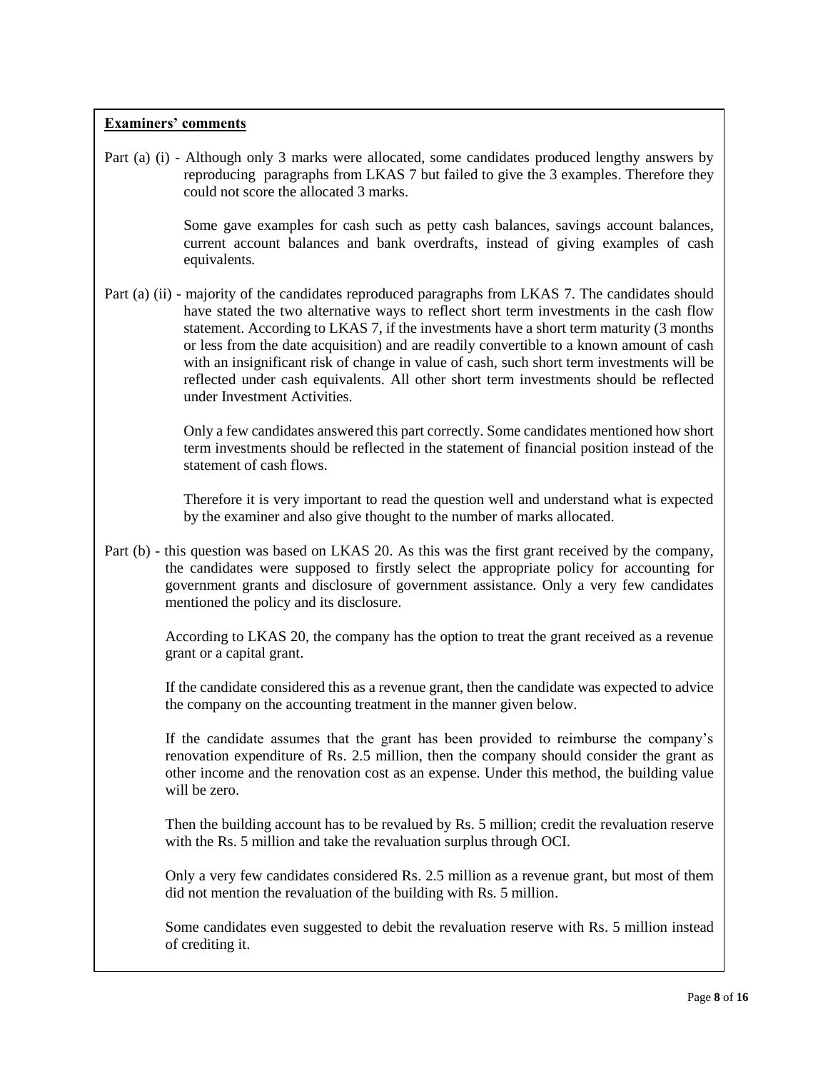**Examiners' comments**

Part (a) (i) - Although only 3 marks were allocated, some candidates produced lengthy answers by reproducing paragraphs from LKAS 7 but failed to give the 3 examples. Therefore they could not score the allocated 3 marks.

Some gave examples for cash such as petty cash balances, savings account balances, current account balances and bank overdrafts, instead of giving examples of cash equivalents.

Part (a) (ii) - majority of the candidates reproduced paragraphs from LKAS 7. The candidates should have stated the two alternative ways to reflect short term investments in the cash flow statement. According to LKAS 7, if the investments have a short term maturity (3 months or less from the date acquisition) and are readily convertible to a known amount of cash with an insignificant risk of change in value of cash, such short term investments will be reflected under cash equivalents. All other short term investments should be reflected under Investment Activities.

Only a few candidates answered this part correctly. Some candidates mentioned how short term investments should be reflected in the statement of financial position instead of the statement of cash flows.

Therefore it is very important to read the question well and understand what is expected by the examiner and also give thought to the number of marks allocated.

Part (b) - this question was based on LKAS 20. As this was the first grant received by the company, the candidates were supposed to firstly select the appropriate policy for accounting for government grants and disclosure of government assistance. Only a very few candidates mentioned the policy and its disclosure.

According to LKAS 20, the company has the option to treat the grant received as a revenue grant or a capital grant.

If the candidate considered this as a revenue grant, then the candidate was expected to advice the company on the accounting treatment in the manner given below.

If the candidate assumes that the grant has been provided to reimburse the company's renovation expenditure of Rs. 2.5 million, then the company should consider the grant as other income and the renovation cost as an expense. Under this method, the building value will be zero.

Then the building account has to be revalued by Rs. 5 million; credit the revaluation reserve with the Rs. 5 million and take the revaluation surplus through OCI.

Only a very few candidates considered Rs. 2.5 million as a revenue grant, but most of them did not mention the revaluation of the building with Rs. 5 million.

Some candidates even suggested to debit the revaluation reserve with Rs. 5 million instead of crediting it.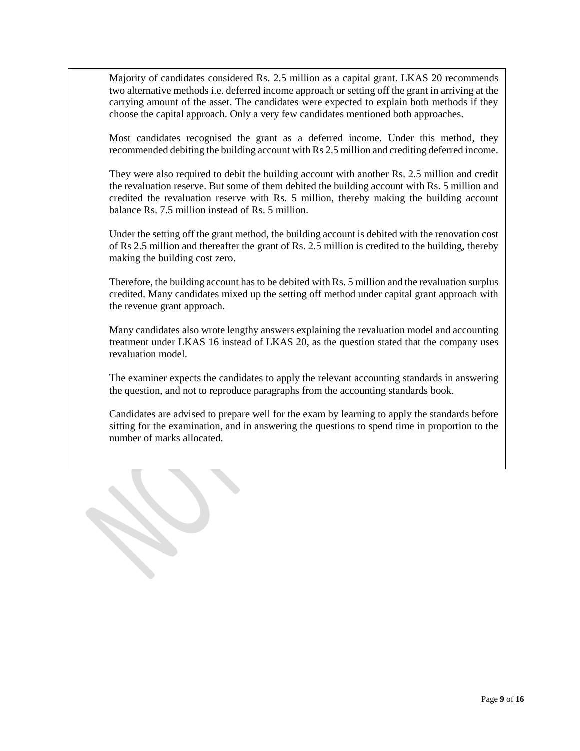Majority of candidates considered Rs. 2.5 million as a capital grant. LKAS 20 recommends two alternative methods i.e. deferred income approach or setting off the grant in arriving at the carrying amount of the asset. The candidates were expected to explain both methods if they choose the capital approach. Only a very few candidates mentioned both approaches.

Most candidates recognised the grant as a deferred income. Under this method, they recommended debiting the building account with Rs 2.5 million and crediting deferred income.

They were also required to debit the building account with another Rs. 2.5 million and credit the revaluation reserve. But some of them debited the building account with Rs. 5 million and credited the revaluation reserve with Rs. 5 million, thereby making the building account balance Rs. 7.5 million instead of Rs. 5 million.

Under the setting off the grant method, the building account is debited with the renovation cost of Rs 2.5 million and thereafter the grant of Rs. 2.5 million is credited to the building, thereby making the building cost zero.

Therefore, the building account has to be debited with Rs. 5 million and the revaluation surplus credited. Many candidates mixed up the setting off method under capital grant approach with the revenue grant approach.

Many candidates also wrote lengthy answers explaining the revaluation model and accounting treatment under LKAS 16 instead of LKAS 20, as the question stated that the company uses revaluation model.

The examiner expects the candidates to apply the relevant accounting standards in answering the question, and not to reproduce paragraphs from the accounting standards book.

Candidates are advised to prepare well for the exam by learning to apply the standards before sitting for the examination, and in answering the questions to spend time in proportion to the number of marks allocated.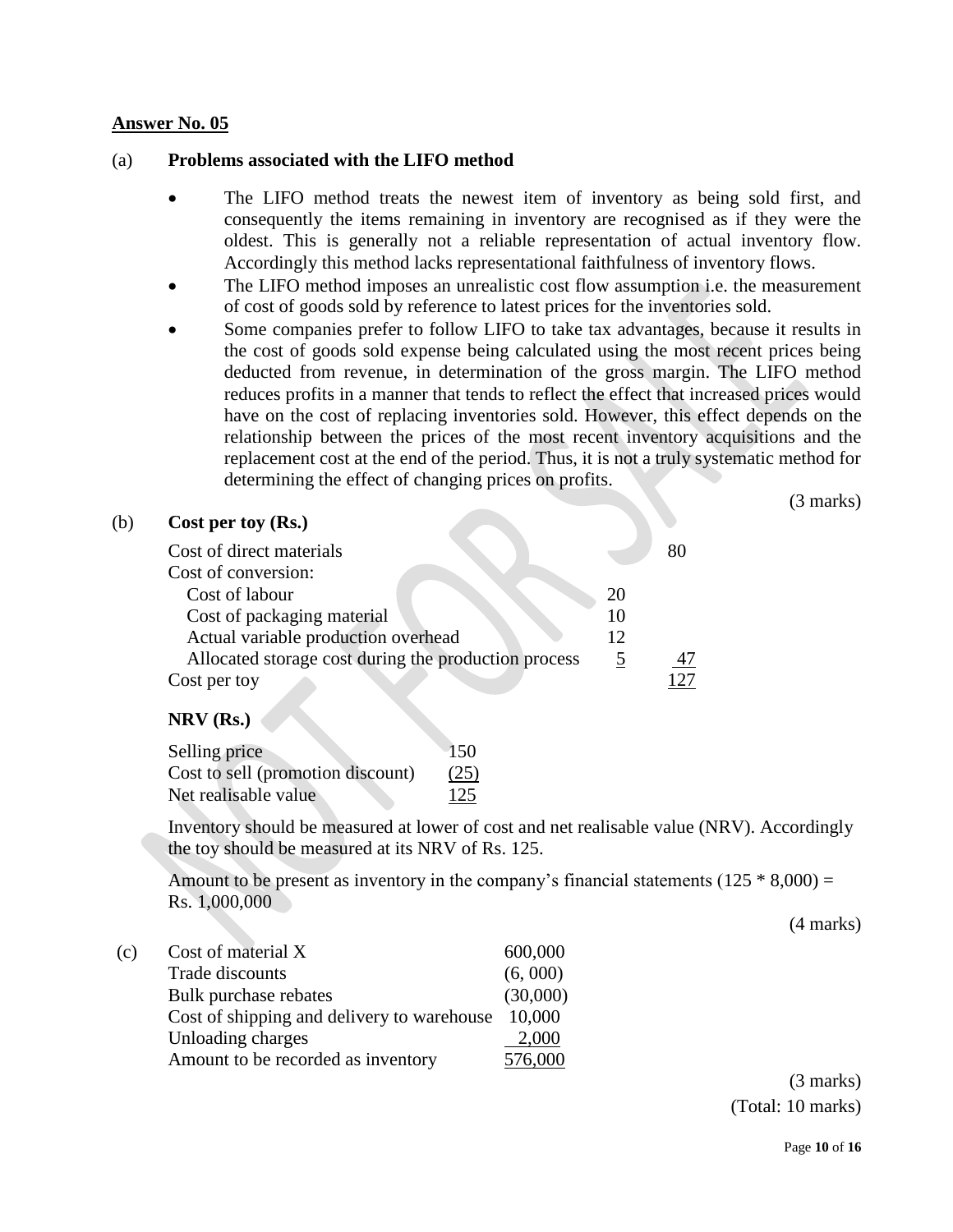**Answer No. 05**

(a) **Problems associated with the LIFO method**

- The LIFO method treats the newest item of inventory as being sold first, and consequently the items remaining in inventory are recognised as if they were the oldest. This is generally not a reliable representation of actual inventory flow. Accordingly this method lacks representational faithfulness of inventory flows.
- The LIFO method imposes an unrealistic cost flow assumption i.e. the measurement of cost of goods sold by reference to latest prices for the inventories sold.
- Some companies prefer to follow LIFO to take tax advantages, because it results in the cost of goods sold expense being calculated using the most recent prices being deducted from revenue, in determination of the gross margin. The LIFO method reduces profits in a manner that tends to reflect the effect that increased prices would have on the cost of replacing inventories sold. However, this effect depends on the relationship between the prices of the most recent inventory acquisitions and the replacement cost at the end of the period. Thus, it is not a truly systematic method for determining the effect of changing prices on profits.

(3 marks)

(b) **Cost per toy (Rs.)**

| | | |
|---|---|---|
| Cost of direct materials | | 80 |
| Cost of conversion: | | |
| Cost of labour | 20 | |
| Cost of packaging material | 10 | |
| Actual variable production overhead | 12 | |
| Allocated storage cost during the production process | 5 | 47 |
| Cost per toy | | 127 |

**NRV (Rs.)**

| | |
|---|---|
| Selling price | 150 |
| Cost to sell (promotion discount) | (25) |
| Net realisable value | 125 |

Inventory should be measured at lower of cost and net realisable value (NRV). Accordingly the toy should be measured at its NRV of Rs. 125.

Amount to be present as inventory in the company's financial statements (125 * 8,000) = Rs. 1,000,000

(4 marks)

(c)

| | |
|---|---|
| Cost of material X | 600,000 |
| Trade discounts | (6, 000) |
| Bulk purchase rebates | (30,000) |
| Cost of shipping and delivery to warehouse | 10,000 |
| Unloading charges | 2,000 |
| Amount to be recorded as inventory | 576,000 |

(3 marks)

(Total: 10 marks)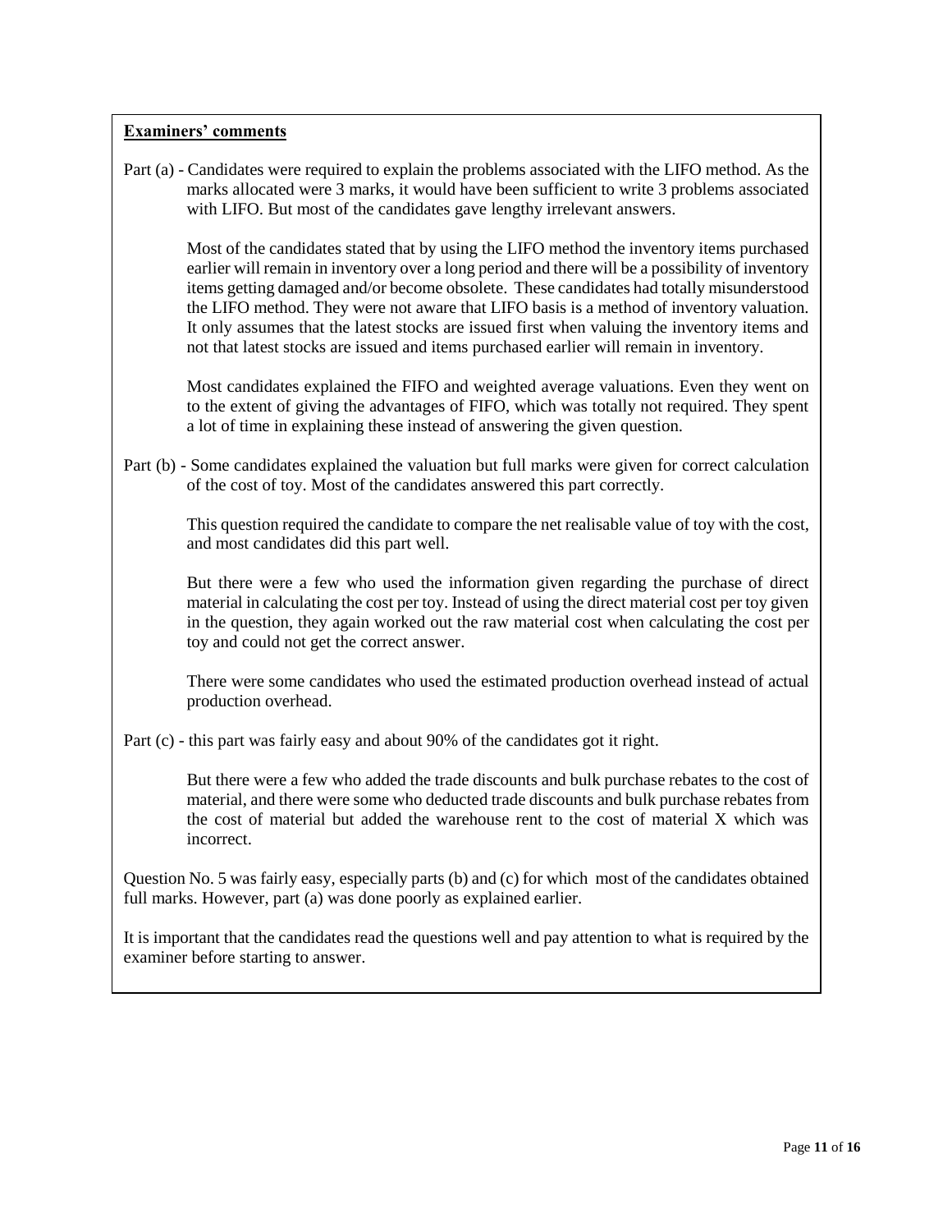**Examiners' comments**

Part (a) - Candidates were required to explain the problems associated with the LIFO method. As the marks allocated were 3 marks, it would have been sufficient to write 3 problems associated with LIFO. But most of the candidates gave lengthy irrelevant answers.

Most of the candidates stated that by using the LIFO method the inventory items purchased earlier will remain in inventory over a long period and there will be a possibility of inventory items getting damaged and/or become obsolete. These candidates had totally misunderstood the LIFO method. They were not aware that LIFO basis is a method of inventory valuation. It only assumes that the latest stocks are issued first when valuing the inventory items and not that latest stocks are issued and items purchased earlier will remain in inventory.

Most candidates explained the FIFO and weighted average valuations. Even they went on to the extent of giving the advantages of FIFO, which was totally not required. They spent a lot of time in explaining these instead of answering the given question.

Part (b) - Some candidates explained the valuation but full marks were given for correct calculation of the cost of toy. Most of the candidates answered this part correctly.

This question required the candidate to compare the net realisable value of toy with the cost, and most candidates did this part well.

But there were a few who used the information given regarding the purchase of direct material in calculating the cost per toy. Instead of using the direct material cost per toy given in the question, they again worked out the raw material cost when calculating the cost per toy and could not get the correct answer.

There were some candidates who used the estimated production overhead instead of actual production overhead.

Part (c) - this part was fairly easy and about 90% of the candidates got it right.

But there were a few who added the trade discounts and bulk purchase rebates to the cost of material, and there were some who deducted trade discounts and bulk purchase rebates from the cost of material but added the warehouse rent to the cost of material X which was incorrect.

Question No. 5 was fairly easy, especially parts (b) and (c) for which most of the candidates obtained full marks. However, part (a) was done poorly as explained earlier.

It is important that the candidates read the questions well and pay attention to what is required by the examiner before starting to answer.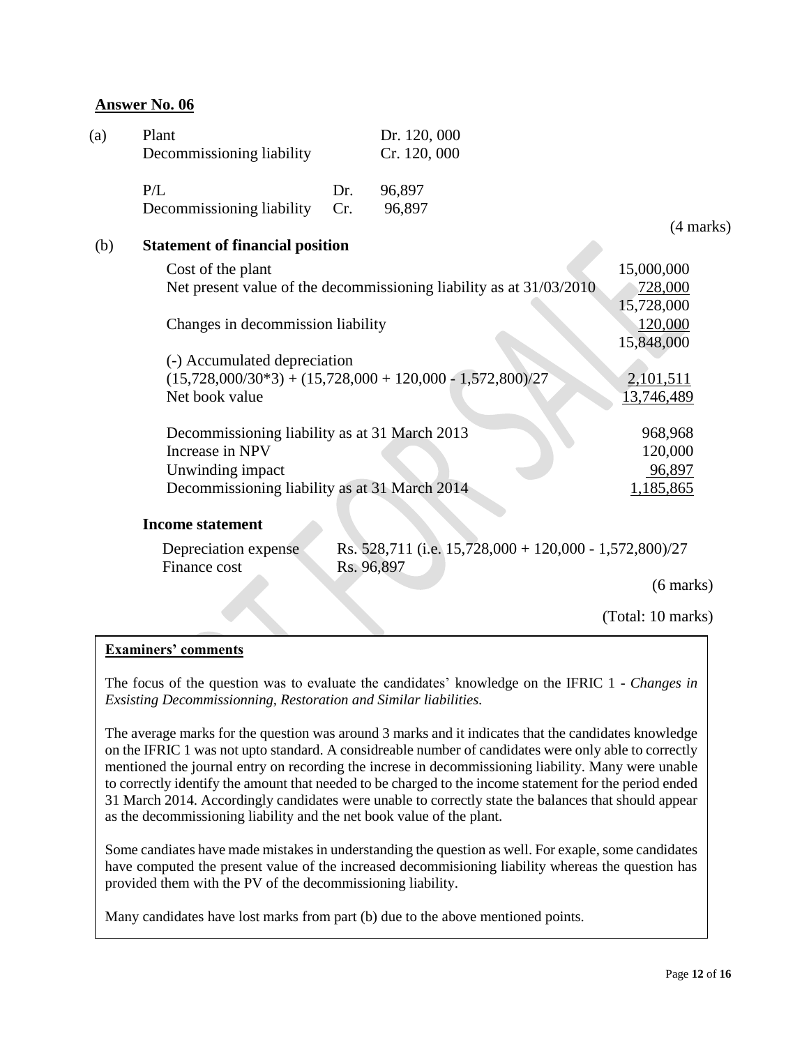## Answer No. 06

(a)

| | | |
|---|---|---|
| Plant | | Dr. 120, 000 |
| Decommissioning liability | | Cr. 120, 000 |
| | | |
| P/L | Dr. | 96,897 |
| Decommissioning liability | Cr. | 96,897 |

(4 marks)

(b) **Statement of financial position**

| | |
|---|---|
| Cost of the plant | 15,000,000 |
| Net present value of the decommissioning liability as at 31/03/2010 | 728,000 |
| | 15,728,000 |
| Changes in decommission liability | 120,000 |
| | 15,848,000 |
| (-) Accumulated depreciation | |
| (15,728,000/30*3) + (15,728,000 + 120,000 - 1,572,800)/27 | 2,101,511 |
| Net book value | 13,746,489 |
| | |
| Decommissioning liability as at 31 March 2013 | 968,968 |
| Increase in NPV | 120,000 |
| Unwinding impact | 96,897 |
| Decommissioning liability as at 31 March 2014 | 1,185,865 |

**Income statement**

| | |
|---|---|
| Depreciation expense | Rs. 528,711 (i.e. 15,728,000 + 120,000 - 1,572,800)/27 |
| Finance cost | Rs. 96,897 |

(6 marks)

(Total: 10 marks)

**Examiners' comments**

The focus of the question was to evaluate the candidates' knowledge on the IFRIC 1 - *Changes in Exsisting Decommissionning, Restoration and Similar liabilities.*

The average marks for the question was around 3 marks and it indicates that the candidates knowledge on the IFRIC 1 was not upto standard. A considreable number of candidates were only able to correctly mentioned the journal entry on recording the increse in decommissioning liability. Many were unable to correctly identify the amount that needed to be charged to the income statement for the period ended 31 March 2014. Accordingly candidates were unable to correctly state the balances that should appear as the decommissioning liability and the net book value of the plant.

Some candiates have made mistakes in understanding the question as well. For exaple, some candidates have computed the present value of the increased decommisioning liability whereas the question has provided them with the PV of the decommissioning liability.

Many candidates have lost marks from part (b) due to the above mentioned points.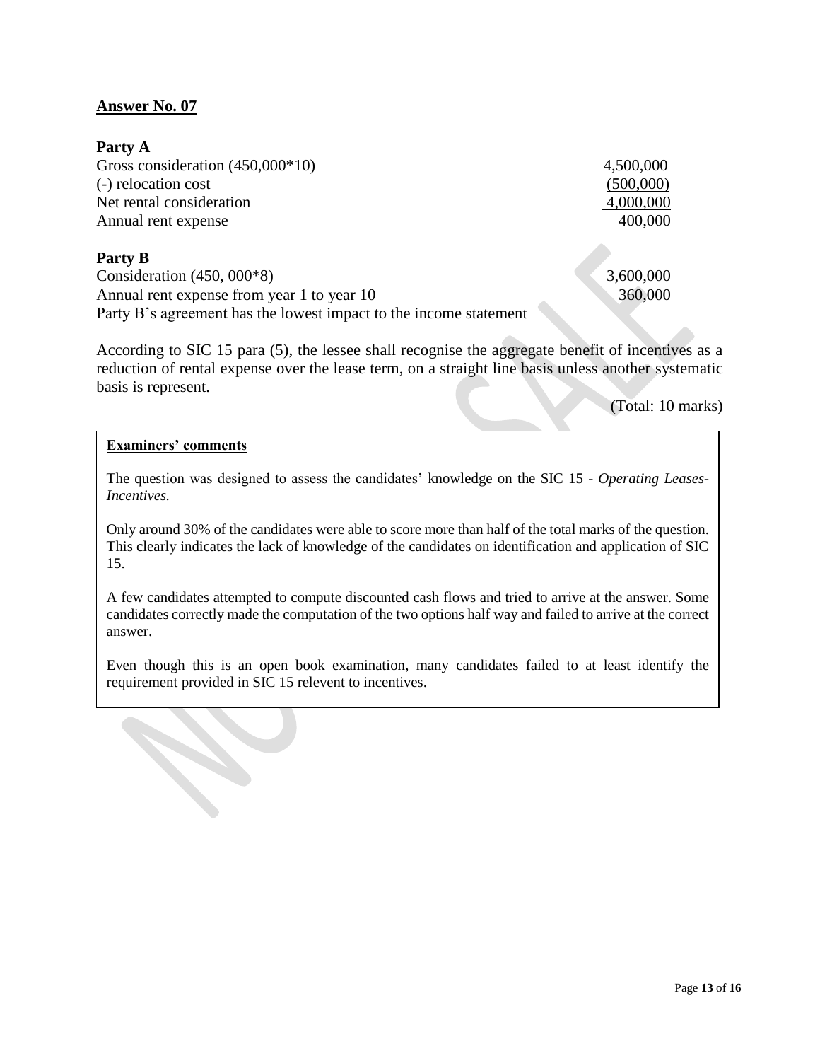**Answer No. 07**

**Party A**

| | |
|---|---|
| Gross consideration (450,000*10) | 4,500,000 |
| (-) relocation cost | (500,000) |
| Net rental consideration | 4,000,000 |
| Annual rent expense | 400,000 |

**Party B**

| | |
|---|---|
| Consideration (450, 000*8) | 3,600,000 |
| Annual rent expense from year 1 to year 10 | 360,000 |

Party B's agreement has the lowest impact to the income statement

According to SIC 15 para (5), the lessee shall recognise the aggregate benefit of incentives as a reduction of rental expense over the lease term, on a straight line basis unless another systematic basis is represent.

(Total: 10 marks)

**Examiners' comments**

The question was designed to assess the candidates' knowledge on the SIC 15 - *Operating Leases-Incentives.*

Only around 30% of the candidates were able to score more than half of the total marks of the question. This clearly indicates the lack of knowledge of the candidates on identification and application of SIC 15.

A few candidates attempted to compute discounted cash flows and tried to arrive at the answer. Some candidates correctly made the computation of the two options half way and failed to arrive at the correct answer.

Even though this is an open book examination, many candidates failed to at least identify the requirement provided in SIC 15 relevent to incentives.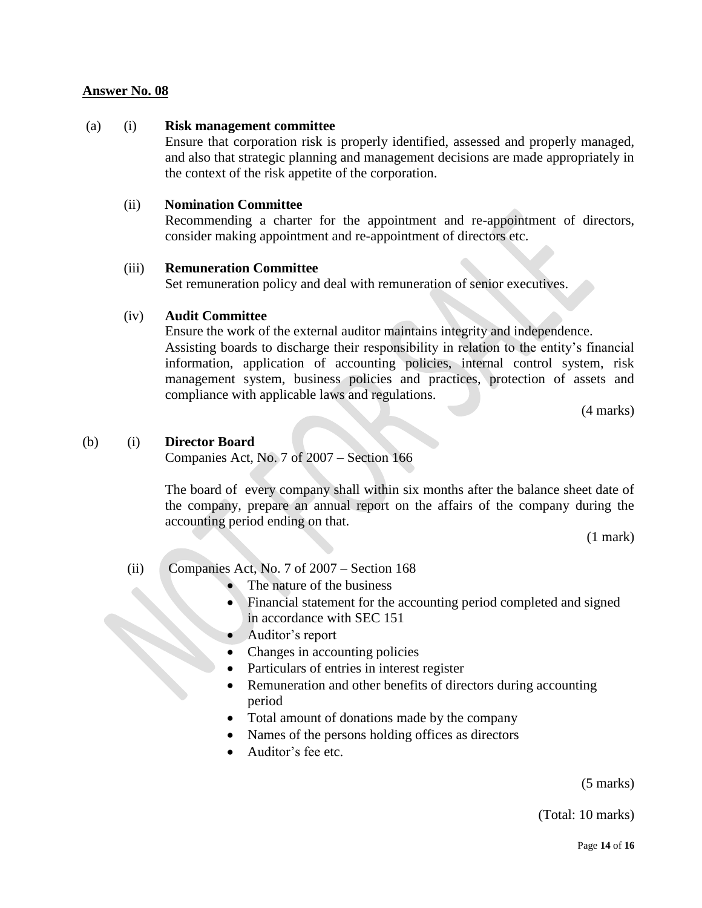**<u>Answer No. 08</u>**

(a) (i) **Risk management committee**

Ensure that corporation risk is properly identified, assessed and properly managed, and also that strategic planning and management decisions are made appropriately in the context of the risk appetite of the corporation.

(ii) **Nomination Committee**

Recommending a charter for the appointment and re-appointment of directors, consider making appointment and re-appointment of directors etc.

(iii) **Remuneration Committee**

Set remuneration policy and deal with remuneration of senior executives.

(iv) **Audit Committee**

Ensure the work of the external auditor maintains integrity and independence.

Assisting boards to discharge their responsibility in relation to the entity's financial information, application of accounting policies, internal control system, risk management system, business policies and practices, protection of assets and compliance with applicable laws and regulations.

(4 marks)

(b) (i) **Director Board**

Companies Act, No. 7 of 2007 – Section 166

The board of every company shall within six months after the balance sheet date of the company, prepare an annual report on the affairs of the company during the accounting period ending on that.

(1 mark)

(ii) Companies Act, No. 7 of 2007 – Section 168

- The nature of the business
- Financial statement for the accounting period completed and signed in accordance with SEC 151
- Auditor's report
- Changes in accounting policies
- Particulars of entries in interest register
- Remuneration and other benefits of directors during accounting period
- Total amount of donations made by the company
- Names of the persons holding offices as directors
- Auditor's fee etc.

(5 marks)

(Total: 10 marks)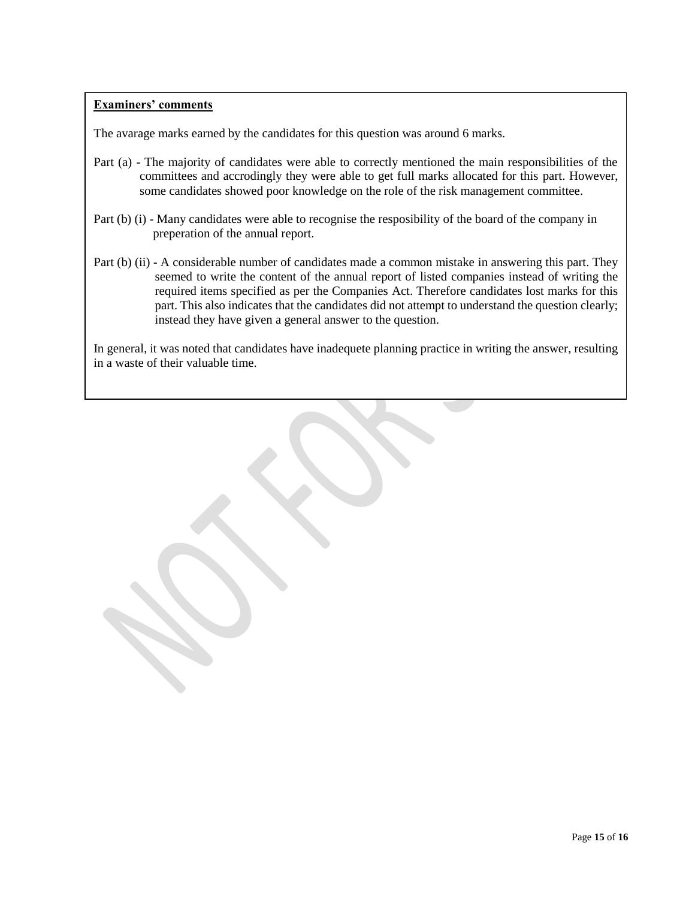**Examiners' comments**

The avarage marks earned by the candidates for this question was around 6 marks.

Part (a) - The majority of candidates were able to correctly mentioned the main responsibilities of the committees and accrodingly they were able to get full marks allocated for this part. However, some candidates showed poor knowledge on the role of the risk management committee.

Part (b) (i) - Many candidates were able to recognise the resposibility of the board of the company in preperation of the annual report.

Part (b) (ii) - A considerable number of candidates made a common mistake in answering this part. They seemed to write the content of the annual report of listed companies instead of writing the required items specified as per the Companies Act. Therefore candidates lost marks for this part. This also indicates that the candidates did not attempt to understand the question clearly; instead they have given a general answer to the question.

In general, it was noted that candidates have inadequete planning practice in writing the answer, resulting in a waste of their valuable time.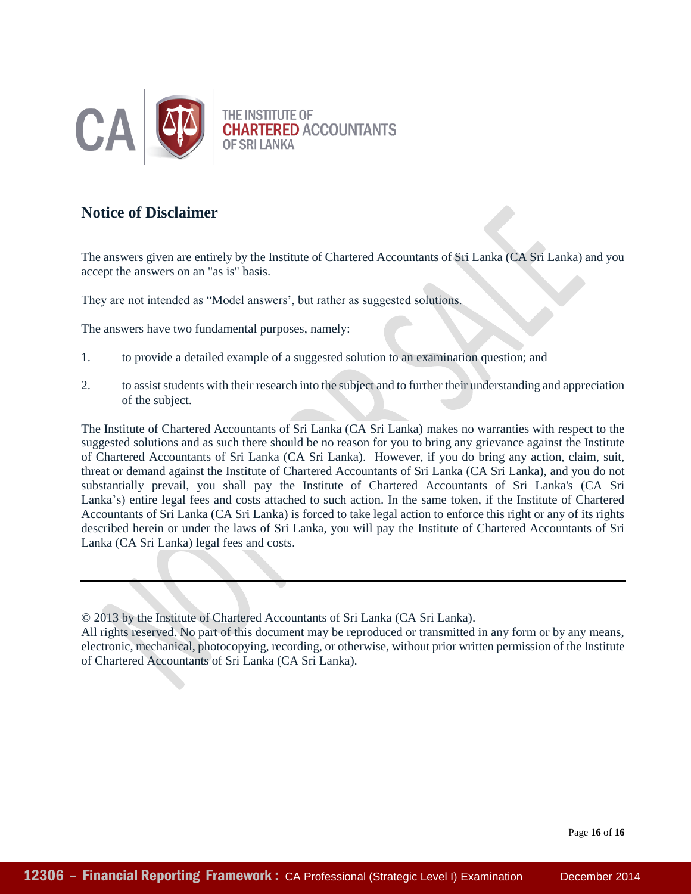THE INSTITUTE OF CHARTERED ACCOUNTANTS OF SRI LANKA

## Notice of Disclaimer

The answers given are entirely by the Institute of Chartered Accountants of Sri Lanka (CA Sri Lanka) and you accept the answers on an "as is" basis.

They are not intended as "Model answers', but rather as suggested solutions.

The answers have two fundamental purposes, namely:

1. to provide a detailed example of a suggested solution to an examination question; and

2. to assist students with their research into the subject and to further their understanding and appreciation of the subject.

The Institute of Chartered Accountants of Sri Lanka (CA Sri Lanka) makes no warranties with respect to the suggested solutions and as such there should be no reason for you to bring any grievance against the Institute of Chartered Accountants of Sri Lanka (CA Sri Lanka). However, if you do bring any action, claim, suit, threat or demand against the Institute of Chartered Accountants of Sri Lanka (CA Sri Lanka), and you do not substantially prevail, you shall pay the Institute of Chartered Accountants of Sri Lanka's (CA Sri Lanka's) entire legal fees and costs attached to such action. In the same token, if the Institute of Chartered Accountants of Sri Lanka (CA Sri Lanka) is forced to take legal action to enforce this right or any of its rights described herein or under the laws of Sri Lanka, you will pay the Institute of Chartered Accountants of Sri Lanka (CA Sri Lanka) legal fees and costs.

---

© 2013 by the Institute of Chartered Accountants of Sri Lanka (CA Sri Lanka).
All rights reserved. No part of this document may be reproduced or transmitted in any form or by any means, electronic, mechanical, photocopying, recording, or otherwise, without prior written permission of the Institute of Chartered Accountants of Sri Lanka (CA Sri Lanka).

---